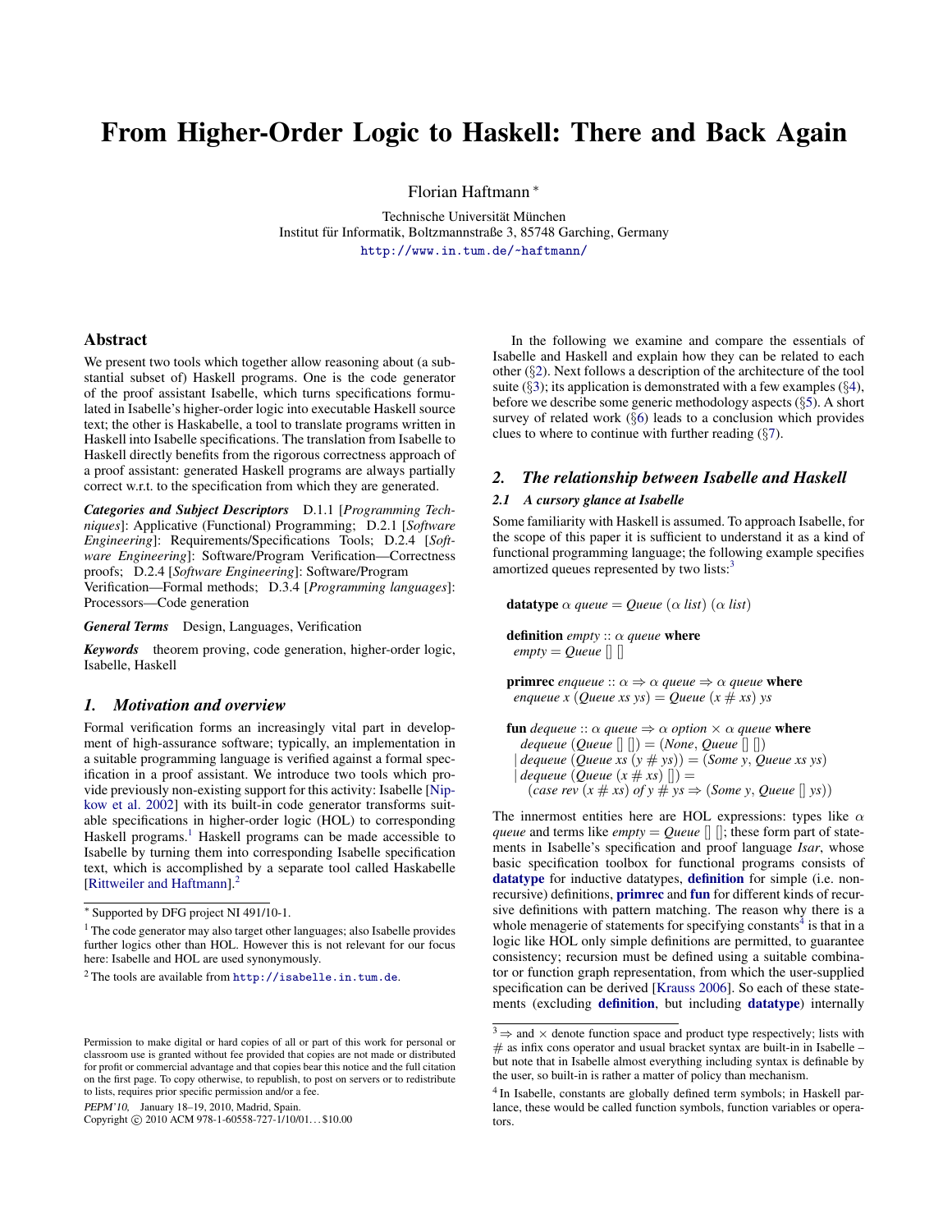# From Higher-Order Logic to Haskell: There and Back Again

Florian Haftmann [*]

Technische Universität München
Institut für Informatik, Boltzmannstraße 3, 85748 Garching, Germany
http://www.in.tum.de/~haftmann/

## Abstract

We present two tools which together allow reasoning about (a substantial subset of) Haskell programs. One is the code generator of the proof assistant Isabelle, which turns specifications formulated in Isabelle's higher-order logic into executable Haskell source text; the other is Haskabelle, a tool to translate programs written in Haskell into Isabelle specifications. The translation from Isabelle to Haskell directly benefits from the rigorous correctness approach of a proof assistant: generated Haskell programs are always partially correct w.r.t. to the specification from which they are generated.

***Categories and Subject Descriptors*** D.1.1 [*Programming Techniques*]: Applicative (Functional) Programming; D.2.1 [*Software Engineering*]: Requirements/Specifications Tools; D.2.4 [*Software Engineering*]: Software/Program Verification—Correctness proofs; D.2.4 [*Software Engineering*]: Software/Program Verification—Formal methods; D.3.4 [*Programming languages*]: Processors—Code generation

***General Terms*** Design, Languages, Verification

***Keywords*** theorem proving, code generation, higher-order logic, Isabelle, Haskell

## 1. Motivation and overview

Formal verification forms an increasingly vital part in development of high-assurance software; typically, an implementation in a suitable programming language is verified against a formal specification in a proof assistant. We introduce two tools which provide previously non-existing support for this activity: Isabelle [Nipkow et al. 2002] with its built-in code generator transforms suitable specifications in higher-order logic (HOL) to corresponding Haskell programs.[1] Haskell programs can be made accessible to Isabelle by turning them into corresponding Isabelle specification text, which is accomplished by a separate tool called Haskabelle [Rittweiler and Haftmann].[2]

In the following we examine and compare the essentials of Isabelle and Haskell and explain how they can be related to each other (§2). Next follows a description of the architecture of the tool suite (§3); its application is demonstrated with a few examples (§4), before we describe some generic methodology aspects (§5). A short survey of related work (§6) leads to a conclusion which provides clues to where to continue with further reading (§7).

## 2. The relationship between Isabelle and Haskell

### 2.1 A cursory glance at Isabelle

Some familiarity with Haskell is assumed. To approach Isabelle, for the scope of this paper it is sufficient to understand it as a kind of functional programming language; the following example specifies amortized queues represented by two lists:[3]

```
datatype α queue = Queue (α list) (α list)

definition empty :: α queue where
  empty = Queue [] []

primrec enqueue :: α ⇒ α queue ⇒ α queue where
  enqueue x (Queue xs ys) = Queue (x # xs) ys

fun dequeue :: α queue ⇒ α option × α queue where
    dequeue (Queue [] []) = (None, Queue [] [])
  | dequeue (Queue xs (y # ys)) = (Some y, Queue xs ys)
  | dequeue (Queue (x # xs) []) =
      (case rev (x # xs) of y # ys ⇒ (Some y, Queue [] ys))
```

The innermost entities here are HOL expressions: types like $\alpha$ *queue* and terms like *empty* = *Queue* [] []; these form part of statements in Isabelle's specification and proof language *Isar*, whose basic specification toolbox for functional programs consists of **datatype** for inductive datatypes, **definition** for simple (i.e. non-recursive) definitions, **primrec** and **fun** for different kinds of recursive definitions with pattern matching. The reason why there is a whole menagerie of statements for specifying constants[4] is that in a logic like HOL only simple definitions are permitted, to guarantee consistency; recursion must be defined using a suitable combinator or function graph representation, from which the user-supplied specification can be derived [Krauss 2006]. So each of these statements (excluding **definition**, but including **datatype**) internally

[*] Supported by DFG project NI 491/10-1.

[1] The code generator may also target other languages; also Isabelle provides further logics other than HOL. However this is not relevant for our focus here: Isabelle and HOL are used synonymously.

[2] The tools are available from http://isabelle.in.tum.de.

[3] ⇒ and × denote function space and product type respectively; lists with # as infix cons operator and usual bracket syntax are built-in in Isabelle – but note that in Isabelle almost everything including syntax is definable by the user, so built-in is rather a matter of policy than mechanism.

[4] In Isabelle, constants are globally defined term symbols; in Haskell parlance, these would be called function symbols, function variables or operators.

Permission to make digital or hard copies of all or part of this work for personal or classroom use is granted without fee provided that copies are not made or distributed for profit or commercial advantage and that copies bear this notice and the full citation on the first page. To copy otherwise, to republish, to post on servers or to redistribute to lists, requires prior specific permission and/or a fee.

PEPM'10, January 18–19, 2010, Madrid, Spain.
Copyright © 2010 ACM 978-1-60558-727-1/10/01…$10.00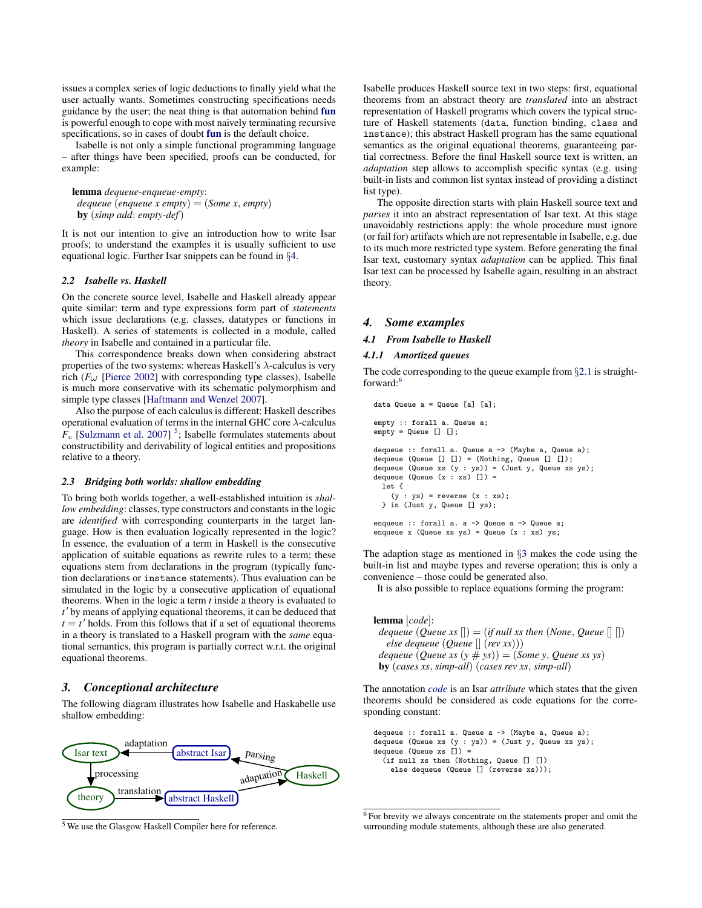issues a complex series of logic deductions to finally yield what the user actually wants. Sometimes constructing specifications needs guidance by the user; the neat thing is that automation behind **fun** is powerful enough to cope with most naively terminating recursive specifications, so in cases of doubt **fun** is the default choice.

Isabelle is not only a simple functional programming language – after things have been specified, proofs can be conducted, for example:

> **lemma** *dequeue-enqueue-empty*:
> *dequeue* (*enqueue x empty*) = (*Some x*, *empty*)
> **by** (*simp add*: *empty-def*)

It is not our intention to give an introduction how to write Isar proofs; to understand the examples it is usually sufficient to use equational logic. Further Isar snippets can be found in §4.

### 2.2 Isabelle vs. Haskell

On the concrete source level, Isabelle and Haskell already appear quite similar: term and type expressions form part of *statements* which issue declarations (e.g. classes, datatypes or functions in Haskell). A series of statements is collected in a module, called *theory* in Isabelle and contained in a particular file.

This correspondence breaks down when considering abstract properties of the two systems: whereas Haskell's $\lambda$-calculus is very rich ($F\omega$ [Pierce 2002] with corresponding type classes), Isabelle is much more conservative with its schematic polymorphism and simple type classes [Haftmann and Wenzel 2007].

Also the purpose of each calculus is different: Haskell describes operational evaluation of terms in the internal GHC core $\lambda$-calculus $F_c$ [Sulzmann et al. 2007] [5]; Isabelle formulates statements about constructibility and derivability of logical entities and propositions relative to a theory.

### 2.3 Bridging both worlds: shallow embedding

To bring both worlds together, a well-established intuition is *shallow embedding*: classes, type constructors and constants in the logic are *identified* with corresponding counterparts in the target language. How is then evaluation logically represented in the logic? In essence, the evaluation of a term in Haskell is the consecutive application of suitable equations as rewrite rules to a term; these equations stem from declarations in the program (typically function declarations or `instance` statements). Thus evaluation can be simulated in the logic by a consecutive application of equational theorems. When in the logic a term $t$ inside a theory is evaluated to $t'$ by means of applying equational theorems, it can be deduced that $t = t'$ holds. From this follows that if a set of equational theorems in a theory is translated to a Haskell program with the *same* equational semantics, this program is partially correct w.r.t. the original equational theorems.

## 3. Conceptional architecture

The following diagram illustrates how Isabelle and Haskabelle use shallow embedding:

Isar text
adaptation
abstract Isar
parsing
Haskell
processing
adaptation
theory
translation
abstract Haskell

[5] We use the Glasgow Haskell Compiler here for reference.

Isabelle produces Haskell source text in two steps: first, equational theorems from an abstract theory are *translated* into an abstract representation of Haskell programs which covers the typical structure of Haskell statements (`data`, function binding, `class` and `instance`); this abstract Haskell program has the same equational semantics as the original equational theorems, guaranteeing partial correctness. Before the final Haskell source text is written, an *adaptation* step allows to accomplish specific syntax (e.g. using built-in lists and common list syntax instead of providing a distinct list type).

The opposite direction starts with plain Haskell source text and *parses* it into an abstract representation of Isar text. At this stage unavoidably restrictions apply: the whole procedure must ignore (or fail for) artifacts which are not representable in Isabelle, e.g. due to its much more restricted type system. Before generating the final Isar text, customary syntax *adaptation* can be applied. This final Isar text can be processed by Isabelle again, resulting in an abstract theory.

## 4. Some examples

### 4.1 From Isabelle to Haskell

#### 4.1.1 Amortized queues

The code corresponding to the queue example from §2.1 is straightforward:[6]

```
data Queue a = Queue [a] [a];

empty :: forall a. Queue a;
empty = Queue [] [];

dequeue :: forall a. Queue a -> (Maybe a, Queue a);
dequeue (Queue [] []) = (Nothing, Queue [] []);
dequeue (Queue xs (y : ys)) = (Just y, Queue xs ys);
dequeue (Queue (x : xs) []) =
  let {
    (y : ys) = reverse (x : xs);
  } in (Just y, Queue [] ys);

enqueue :: forall a. a -> Queue a -> Queue a;
enqueue x (Queue xs ys) = Queue (x : xs) ys;
```

The adaption stage as mentioned in §3 makes the code using the built-in list and maybe types and reverse operation; this is only a convenience – those could be generated also.

It is also possible to replace equations forming the program:

> **lemma** [*code*]:
> *dequeue* (*Queue xs* []) = (*if null xs then* (*None*, *Queue* [] [])
> *else dequeue* (*Queue* [] (*rev xs*)))
> *dequeue* (*Queue xs* (*y* # *ys*)) = (*Some y*, *Queue xs ys*)
> **by** (*cases xs*, *simp-all*) (*cases rev xs*, *simp-all*)

The annotation *code* is an Isar *attribute* which states that the given theorems should be considered as code equations for the corresponding constant:

```
dequeue :: forall a. Queue a -> (Maybe a, Queue a);
dequeue (Queue xs (y : ys)) = (Just y, Queue xs ys);
dequeue (Queue xs []) =
  (if null xs then (Nothing, Queue [] [])
    else dequeue (Queue [] (reverse xs)));
```

[6] For brevity we always concentrate on the statements proper and omit the surrounding module statements, although these are also generated.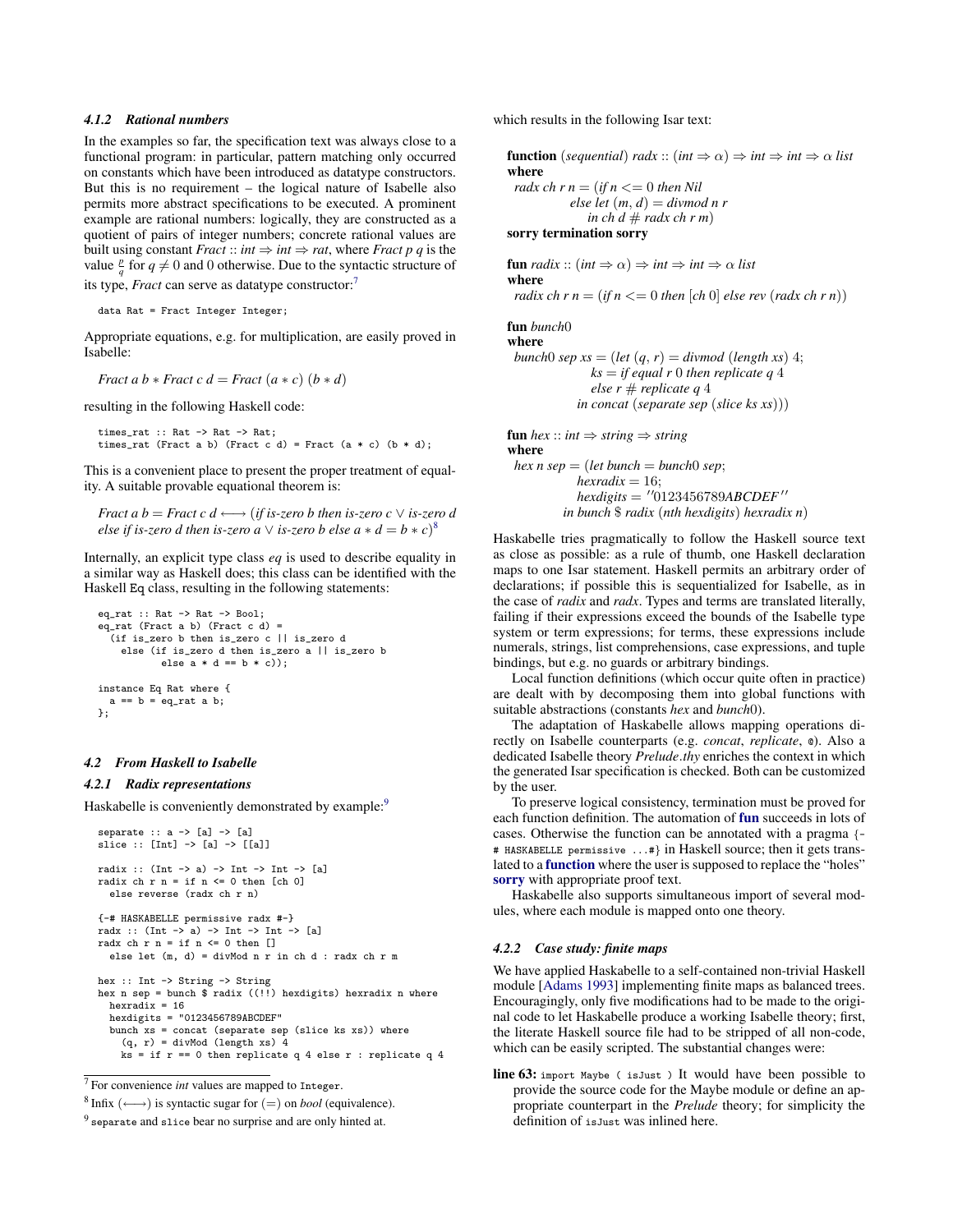#### 4.1.2 Rational numbers

In the examples so far, the specification text was always close to a functional program: in particular, pattern matching only occurred on constants which have been introduced as datatype constructors. But this is no requirement – the logical nature of Isabelle also permits more abstract specifications to be executed. A prominent example are rational numbers: logically, they are constructed as a quotient of pairs of integer numbers; concrete rational values are built using constant *Fract* :: *int* ⇒ *int* ⇒ *rat*, where *Fract p q* is the value $\frac{p}{q}$ for $q \neq 0$ and 0 otherwise. Due to the syntactic structure of its type, *Fract* can serve as datatype constructor:[7]

```
data Rat = Fract Integer Integer;
```

Appropriate equations, e.g. for multiplication, are easily proved in Isabelle:

*Fract a b* ∗ *Fract c d* = *Fract* (*a* ∗ *c*) (*b* ∗ *d*)

resulting in the following Haskell code:

```
times_rat :: Rat -> Rat -> Rat;
times_rat (Fract a b) (Fract c d) = Fract (a * c) (b * d);
```

This is a convenient place to present the proper treatment of equality. A suitable provable equational theorem is:

*Fract a b* = *Fract c d* ⟷ (*if is-zero b then is-zero c* ∨ *is-zero d else if is-zero d then is-zero a* ∨ *is-zero b else a* ∗ *d* = *b* ∗ *c*)[8]

Internally, an explicit type class *eq* is used to describe equality in a similar way as Haskell does; this class can be identified with the Haskell `Eq` class, resulting in the following statements:

```
eq_rat :: Rat -> Rat -> Bool;
eq_rat (Fract a b) (Fract c d) =
  (if is_zero b then is_zero c || is_zero d
    else (if is_zero d then is_zero a || is_zero b
           else a * d == b * c));

instance Eq Rat where {
  a == b = eq_rat a b;
};
```

### 4.2 From Haskell to Isabelle

#### 4.2.1 Radix representations

Haskabelle is conveniently demonstrated by example:[9]

```
separate :: a -> [a] -> [a]
slice :: [Int] -> [a] -> [[a]]

radix :: (Int -> a) -> Int -> Int -> [a]
radix ch r n = if n <= 0 then [ch 0]
  else reverse (radx ch r n)

{-# HASKABELLE permissive radx #-}
radx :: (Int -> a) -> Int -> Int -> [a]
radx ch r n = if n <= 0 then []
  else let (m, d) = divMod n r in ch d : radx ch r m

hex :: Int -> String -> String
hex n sep = bunch $ radix ((!!) hexdigits) hexradix n where
  hexradix = 16
  hexdigits = "0123456789ABCDEF"
  bunch xs = concat (separate sep (slice ks xs)) where
    (q, r) = divMod (length xs) 4
    ks = if r == 0 then replicate q 4 else r : replicate q 4
```

which results in the following Isar text:

```
function (sequential) radx :: (int ⇒ α) ⇒ int ⇒ int ⇒ α list
where
  radx ch r n = (if n <= 0 then Nil
            else let (m, d) = divmod n r
              in ch d # radx ch r m)
sorry termination sorry

fun radix :: (int ⇒ α) ⇒ int ⇒ int ⇒ α list
where
  radix ch r n = (if n <= 0 then [ch 0] else rev (radx ch r n))

fun bunch0
where
  bunch0 sep xs = (let (q, r) = divmod (length xs) 4;
                 ks = if equal r 0 then replicate q 4
                 else r # replicate q 4
              in concat (separate sep (slice ks xs)))

fun hex :: int ⇒ string ⇒ string
where
  hex n sep = (let bunch = bunch0 sep;
              hexradix = 16;
              hexdigits = ''0123456789ABCDEF''
           in bunch $ radix (nth hexdigits) hexradix n)
```

Haskabelle tries pragmatically to follow the Haskell source text as close as possible: as a rule of thumb, one Haskell declaration maps to one Isar statement. Haskell permits an arbitrary order of declarations; if possible this is sequentialized for Isabelle, as in the case of *radix* and *radx*. Types and terms are translated literally, failing if their expressions exceed the bounds of the Isabelle type system or term expressions; for terms, these expressions include numerals, strings, list comprehensions, case expressions, and tuple bindings, but e.g. no guards or arbitrary bindings.

Local function definitions (which occur quite often in practice) are dealt with by decomposing them into global functions with suitable abstractions (constants *hex* and *bunch0*).

The adaptation of Haskabelle allows mapping operations directly on Isabelle counterparts (e.g. *concat*, *replicate*, @). Also a dedicated Isabelle theory *Prelude.thy* enriches the context in which the generated Isar specification is checked. Both can be customized by the user.

To preserve logical consistency, termination must be proved for each function definition. The automation of **fun** succeeds in lots of cases. Otherwise the function can be annotated with a pragma `{-# HASKABELLE permissive ...#}` in Haskell source; then it gets translated to a **function** where the user is supposed to replace the "holes" **sorry** with appropriate proof text.

Haskabelle also supports simultaneous import of several modules, where each module is mapped onto one theory.

#### 4.2.2 Case study: finite maps

We have applied Haskabelle to a self-contained non-trivial Haskell module [Adams 1993] implementing finite maps as balanced trees. Encouragingly, only five modifications had to be made to the original code to let Haskabelle produce a working Isabelle theory; first, the literate Haskell source file had to be stripped of all non-code, which can be easily scripted. The substantial changes were:

**line 63:** `import Maybe ( isJust )` It would have been possible to provide the source code for the Maybe module or define an appropriate counterpart in the *Prelude* theory; for simplicity the definition of `isJust` was inlined here.

[7] For convenience *int* values are mapped to `Integer`.

[8] Infix (⟷) is syntactic sugar for (=) on *bool* (equivalence).

[9] `separate` and `slice` bear no surprise and are only hinted at.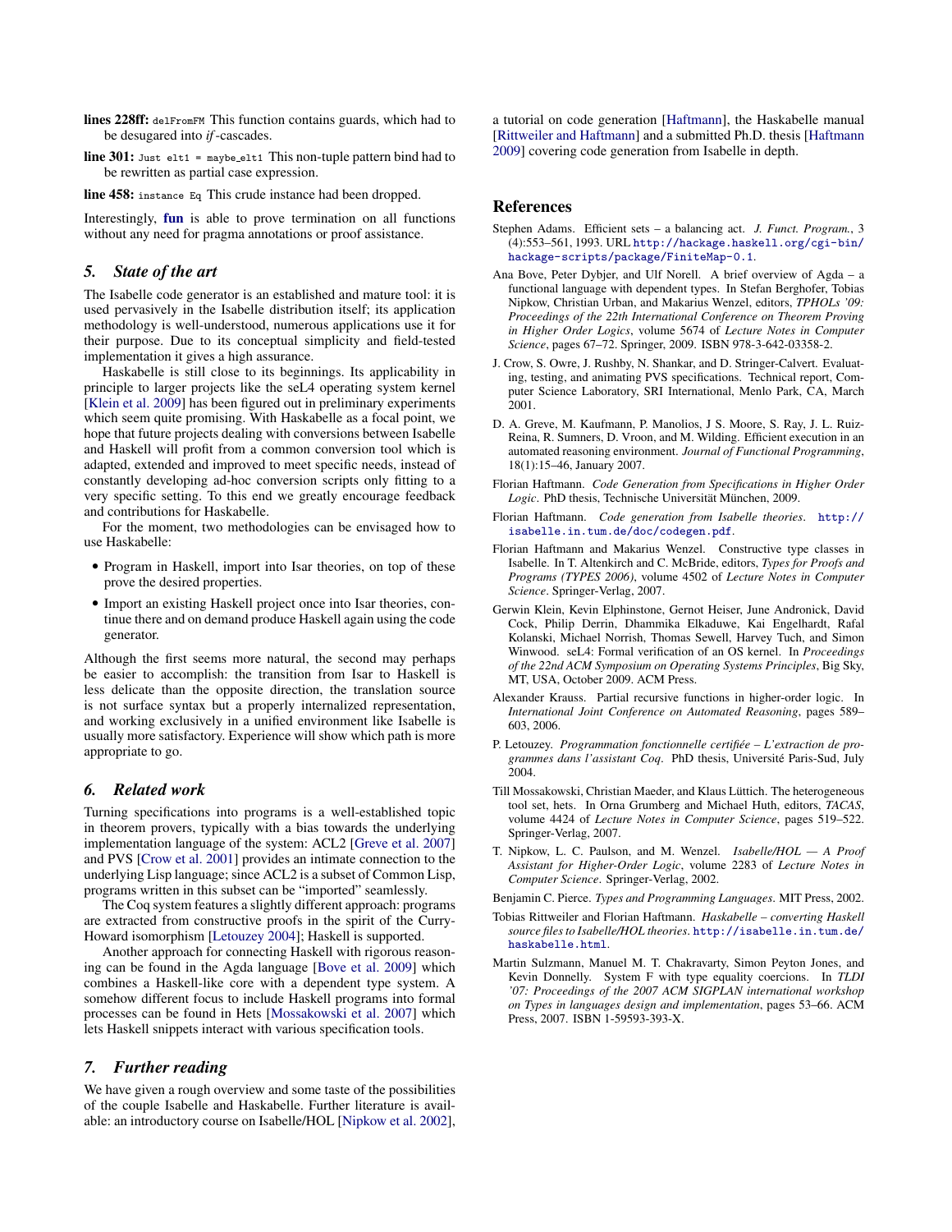**lines 228ff:** `delFromFM` This function contains guards, which had to be desugared into *if*-cascades.

**line 301:** `Just elt1 = maybe_elt1` This non-tuple pattern bind had to be rewritten as partial case expression.

**line 458:** `instance Eq` This crude instance had been dropped.

Interestingly, **fun** is able to prove termination on all functions without any need for pragma annotations or proof assistance.

## *5. State of the art*

The Isabelle code generator is an established and mature tool: it is used pervasively in the Isabelle distribution itself; its application methodology is well-understood, numerous applications use it for their purpose. Due to its conceptual simplicity and field-tested implementation it gives a high assurance.

Haskabelle is still close to its beginnings. Its applicability in principle to larger projects like the seL4 operating system kernel [Klein et al. 2009] has been figured out in preliminary experiments which seem quite promising. With Haskabelle as a focal point, we hope that future projects dealing with conversions between Isabelle and Haskell will profit from a common conversion tool which is adapted, extended and improved to meet specific needs, instead of constantly developing ad-hoc conversion scripts only fitting to a very specific setting. To this end we greatly encourage feedback and contributions for Haskabelle.

For the moment, two methodologies can be envisaged how to use Haskabelle:

- Program in Haskell, import into Isar theories, on top of these prove the desired properties.
- Import an existing Haskell project once into Isar theories, continue there and on demand produce Haskell again using the code generator.

Although the first seems more natural, the second may perhaps be easier to accomplish: the transition from Isar to Haskell is less delicate than the opposite direction, the translation source is not surface syntax but a properly internalized representation, and working exclusively in a unified environment like Isabelle is usually more satisfactory. Experience will show which path is more appropriate to go.

## *6. Related work*

Turning specifications into programs is a well-established topic in theorem provers, typically with a bias towards the underlying implementation language of the system: ACL2 [Greve et al. 2007] and PVS [Crow et al. 2001] provides an intimate connection to the underlying Lisp language; since ACL2 is a subset of Common Lisp, programs written in this subset can be "imported" seamlessly.

The Coq system features a slightly different approach: programs are extracted from constructive proofs in the spirit of the Curry-Howard isomorphism [Letouzey 2004]; Haskell is supported.

Another approach for connecting Haskell with rigorous reasoning can be found in the Agda language [Bove et al. 2009] which combines a Haskell-like core with a dependent type system. A somehow different focus to include Haskell programs into formal processes can be found in Hets [Mossakowski et al. 2007] which lets Haskell snippets interact with various specification tools.

## *7. Further reading*

We have given a rough overview and some taste of the possibilities of the couple Isabelle and Haskabelle. Further literature is available: an introductory course on Isabelle/HOL [Nipkow et al. 2002], a tutorial on code generation [Haftmann], the Haskabelle manual [Rittweiler and Haftmann] and a submitted Ph.D. thesis [Haftmann 2009] covering code generation from Isabelle in depth.

## References

Stephen Adams. Efficient sets – a balancing act. *J. Funct. Program.*, 3 (4):553–561, 1993. URL http://hackage.haskell.org/cgi-bin/hackage-scripts/package/FiniteMap-0.1.

Ana Bove, Peter Dybjer, and Ulf Norell. A brief overview of Agda – a functional language with dependent types. In Stefan Berghofer, Tobias Nipkow, Christian Urban, and Makarius Wenzel, editors, *TPHOLs '09: Proceedings of the 22th International Conference on Theorem Proving in Higher Order Logics*, volume 5674 of *Lecture Notes in Computer Science*, pages 67–72. Springer, 2009. ISBN 978-3-642-03358-2.

J. Crow, S. Owre, J. Rushby, N. Shankar, and D. Stringer-Calvert. Evaluating, testing, and animating PVS specifications. Technical report, Computer Science Laboratory, SRI International, Menlo Park, CA, March 2001.

D. A. Greve, M. Kaufmann, P. Manolios, J S. Moore, S. Ray, J. L. Ruiz-Reina, R. Sumners, D. Vroon, and M. Wilding. Efficient execution in an automated reasoning environment. *Journal of Functional Programming*, 18(1):15–46, January 2007.

Florian Haftmann. *Code Generation from Specifications in Higher Order Logic*. PhD thesis, Technische Universität München, 2009.

Florian Haftmann. *Code generation from Isabelle theories*. http://isabelle.in.tum.de/doc/codegen.pdf.

Florian Haftmann and Makarius Wenzel. Constructive type classes in Isabelle. In T. Altenkirch and C. McBride, editors, *Types for Proofs and Programs (TYPES 2006)*, volume 4502 of *Lecture Notes in Computer Science*. Springer-Verlag, 2007.

Gerwin Klein, Kevin Elphinstone, Gernot Heiser, June Andronick, David Cock, Philip Derrin, Dhammika Elkaduwe, Kai Engelhardt, Rafal Kolanski, Michael Norrish, Thomas Sewell, Harvey Tuch, and Simon Winwood. seL4: Formal verification of an OS kernel. In *Proceedings of the 22nd ACM Symposium on Operating Systems Principles*, Big Sky, MT, USA, October 2009. ACM Press.

Alexander Krauss. Partial recursive functions in higher-order logic. In *International Joint Conference on Automated Reasoning*, pages 589–603, 2006.

P. Letouzey. *Programmation fonctionnelle certifiée – L'extraction de programmes dans l'assistant Coq*. PhD thesis, Université Paris-Sud, July 2004.

Till Mossakowski, Christian Maeder, and Klaus Lüttich. The heterogeneous tool set, hets. In Orna Grumberg and Michael Huth, editors, *TACAS*, volume 4424 of *Lecture Notes in Computer Science*, pages 519–522. Springer-Verlag, 2007.

T. Nipkow, L. C. Paulson, and M. Wenzel. *Isabelle/HOL — A Proof Assistant for Higher-Order Logic*, volume 2283 of *Lecture Notes in Computer Science*. Springer-Verlag, 2002.

Benjamin C. Pierce. *Types and Programming Languages*. MIT Press, 2002.

Tobias Rittweiler and Florian Haftmann. *Haskabelle – converting Haskell source files to Isabelle/HOL theories*. http://isabelle.in.tum.de/haskabelle.html.

Martin Sulzmann, Manuel M. T. Chakravarty, Simon Peyton Jones, and Kevin Donnelly. System F with type equality coercions. In *TLDI '07: Proceedings of the 2007 ACM SIGPLAN international workshop on Types in languages design and implementation*, pages 53–66. ACM Press, 2007. ISBN 1-59593-393-X.